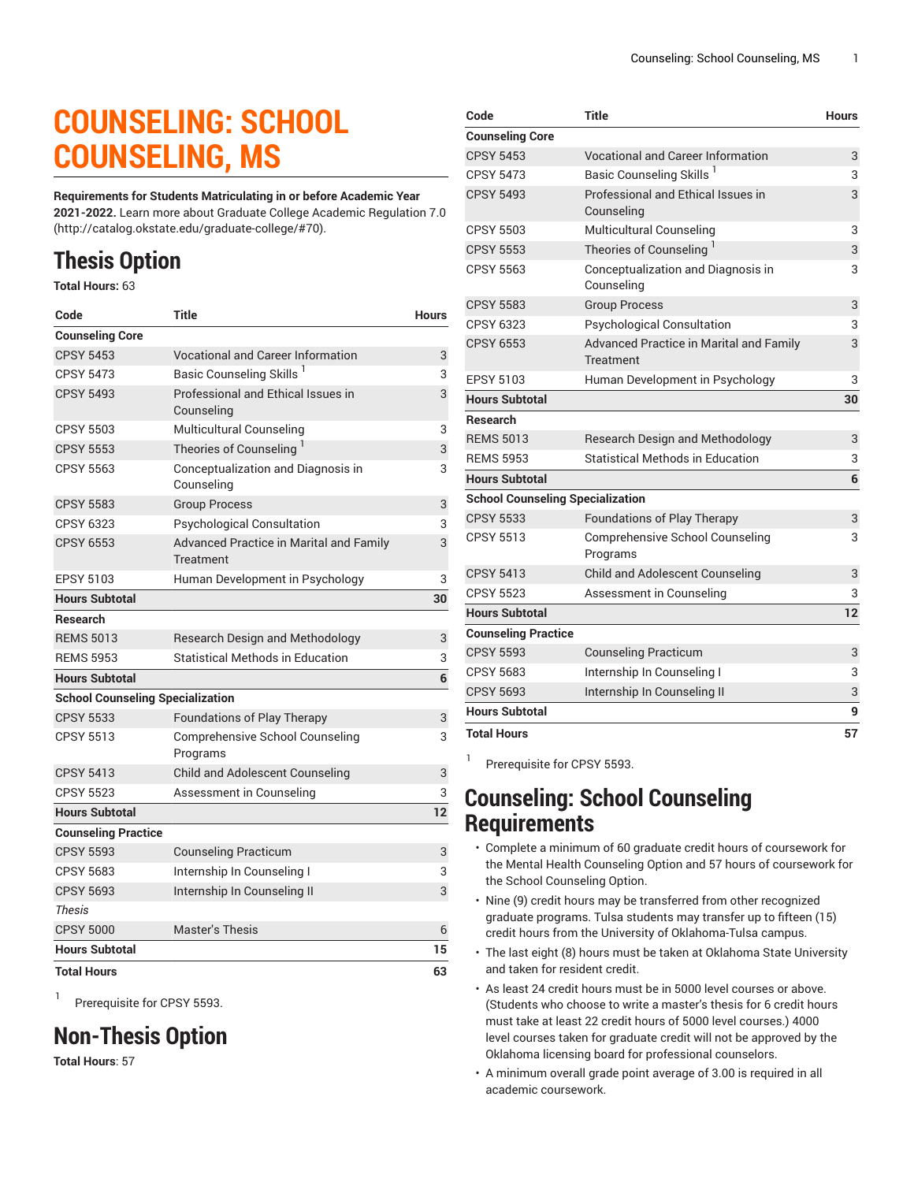# COUNSELING: SCHOOL COUNSELING, MS

**Requirements for Students Matriculating in or before Academic Year 2021-2022.** Learn more about Graduate College Academic Regulation 7.0 (http://catalog.okstate.edu/graduate-college/#70).

## Thesis Option

**Total Hours:** 63

| Code | Title | Hours |
|---|---|---|
| **Counseling Core** | | |
| CPSY 5453 | Vocational and Career Information | 3 |
| CPSY 5473 | Basic Counseling Skills [1] | 3 |
| CPSY 5493 | Professional and Ethical Issues in Counseling | 3 |
| CPSY 5503 | Multicultural Counseling | 3 |
| CPSY 5553 | Theories of Counseling [1] | 3 |
| CPSY 5563 | Conceptualization and Diagnosis in Counseling | 3 |
| CPSY 5583 | Group Process | 3 |
| CPSY 6323 | Psychological Consultation | 3 |
| CPSY 6553 | Advanced Practice in Marital and Family Treatment | 3 |
| EPSY 5103 | Human Development in Psychology | 3 |
| **Hours Subtotal** | | **30** |
| **Research** | | |
| REMS 5013 | Research Design and Methodology | 3 |
| REMS 5953 | Statistical Methods in Education | 3 |
| **Hours Subtotal** | | **6** |
| **School Counseling Specialization** | | |
| CPSY 5533 | Foundations of Play Therapy | 3 |
| CPSY 5513 | Comprehensive School Counseling Programs | 3 |
| CPSY 5413 | Child and Adolescent Counseling | 3 |
| CPSY 5523 | Assessment in Counseling | 3 |
| **Hours Subtotal** | | **12** |
| **Counseling Practice** | | |
| CPSY 5593 | Counseling Practicum | 3 |
| CPSY 5683 | Internship In Counseling I | 3 |
| CPSY 5693 | Internship In Counseling II | 3 |
| *Thesis* | | |
| CPSY 5000 | Master's Thesis | 6 |
| **Hours Subtotal** | | **15** |
| **Total Hours** | | **63** |

[1] Prerequisite for CPSY 5593.

## Non-Thesis Option

**Total Hours**: 57

| Code | Title | Hours |
|---|---|---|
| **Counseling Core** | | |
| CPSY 5453 | Vocational and Career Information | 3 |
| CPSY 5473 | Basic Counseling Skills [1] | 3 |
| CPSY 5493 | Professional and Ethical Issues in Counseling | 3 |
| CPSY 5503 | Multicultural Counseling | 3 |
| CPSY 5553 | Theories of Counseling [1] | 3 |
| CPSY 5563 | Conceptualization and Diagnosis in Counseling | 3 |
| CPSY 5583 | Group Process | 3 |
| CPSY 6323 | Psychological Consultation | 3 |
| CPSY 6553 | Advanced Practice in Marital and Family Treatment | 3 |
| EPSY 5103 | Human Development in Psychology | 3 |
| **Hours Subtotal** | | **30** |
| **Research** | | |
| REMS 5013 | Research Design and Methodology | 3 |
| REMS 5953 | Statistical Methods in Education | 3 |
| **Hours Subtotal** | | **6** |
| **School Counseling Specialization** | | |
| CPSY 5533 | Foundations of Play Therapy | 3 |
| CPSY 5513 | Comprehensive School Counseling Programs | 3 |
| CPSY 5413 | Child and Adolescent Counseling | 3 |
| CPSY 5523 | Assessment in Counseling | 3 |
| **Hours Subtotal** | | **12** |
| **Counseling Practice** | | |
| CPSY 5593 | Counseling Practicum | 3 |
| CPSY 5683 | Internship In Counseling I | 3 |
| CPSY 5693 | Internship In Counseling II | 3 |
| **Hours Subtotal** | | **9** |
| **Total Hours** | | **57** |

[1] Prerequisite for CPSY 5593.

## Counseling: School Counseling Requirements

- Complete a minimum of 60 graduate credit hours of coursework for the Mental Health Counseling Option and 57 hours of coursework for the School Counseling Option.
- Nine (9) credit hours may be transferred from other recognized graduate programs. Tulsa students may transfer up to fifteen (15) credit hours from the University of Oklahoma-Tulsa campus.
- The last eight (8) hours must be taken at Oklahoma State University and taken for resident credit.
- As least 24 credit hours must be in 5000 level courses or above. (Students who choose to write a master's thesis for 6 credit hours must take at least 22 credit hours of 5000 level courses.) 4000 level courses taken for graduate credit will not be approved by the Oklahoma licensing board for professional counselors.
- A minimum overall grade point average of 3.00 is required in all academic coursework.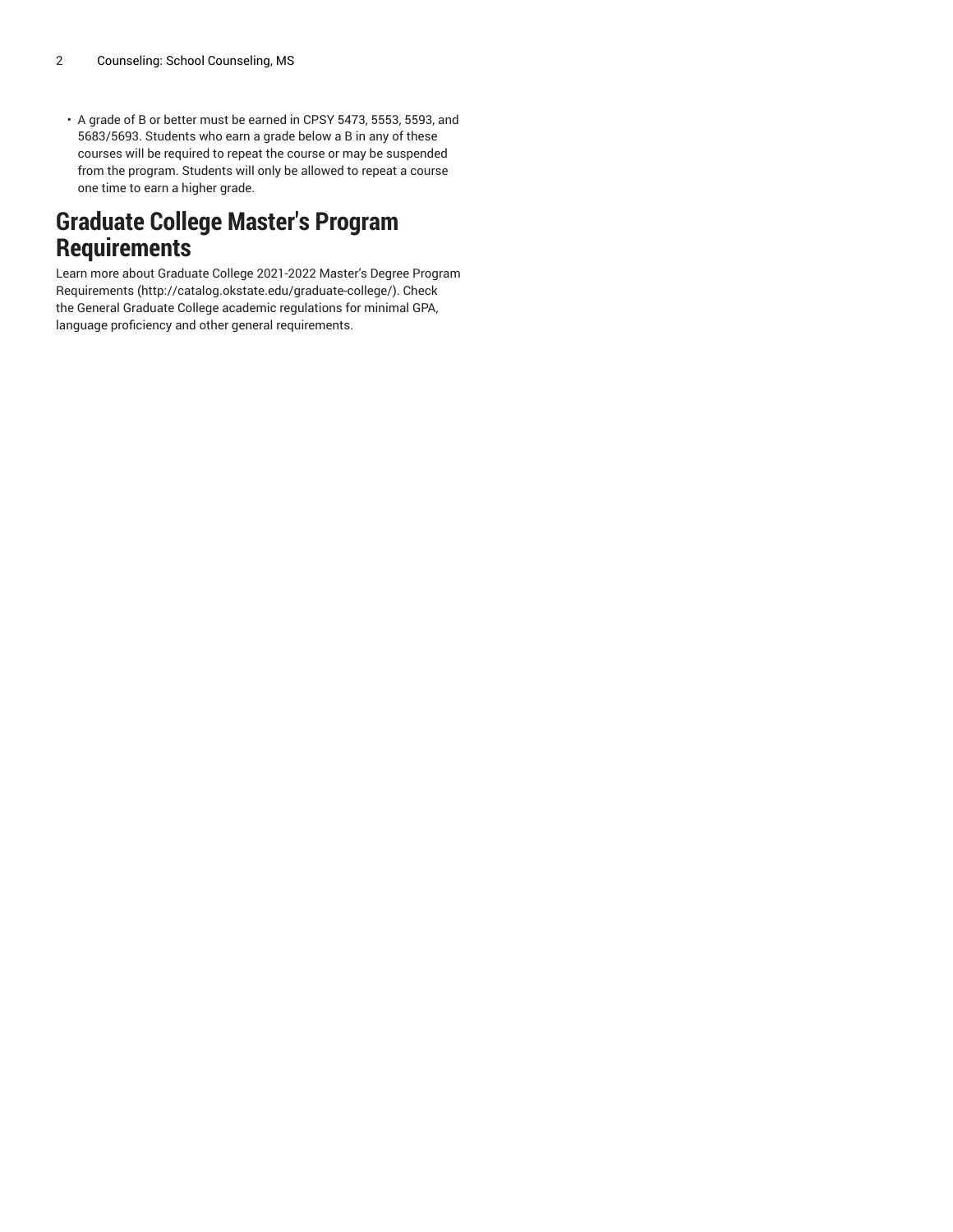- A grade of B or better must be earned in CPSY 5473, 5553, 5593, and 5683/5693. Students who earn a grade below a B in any of these courses will be required to repeat the course or may be suspended from the program. Students will only be allowed to repeat a course one time to earn a higher grade.

## Graduate College Master's Program Requirements

Learn more about Graduate College 2021-2022 Master's Degree Program Requirements (http://catalog.okstate.edu/graduate-college/). Check the General Graduate College academic regulations for minimal GPA, language proficiency and other general requirements.